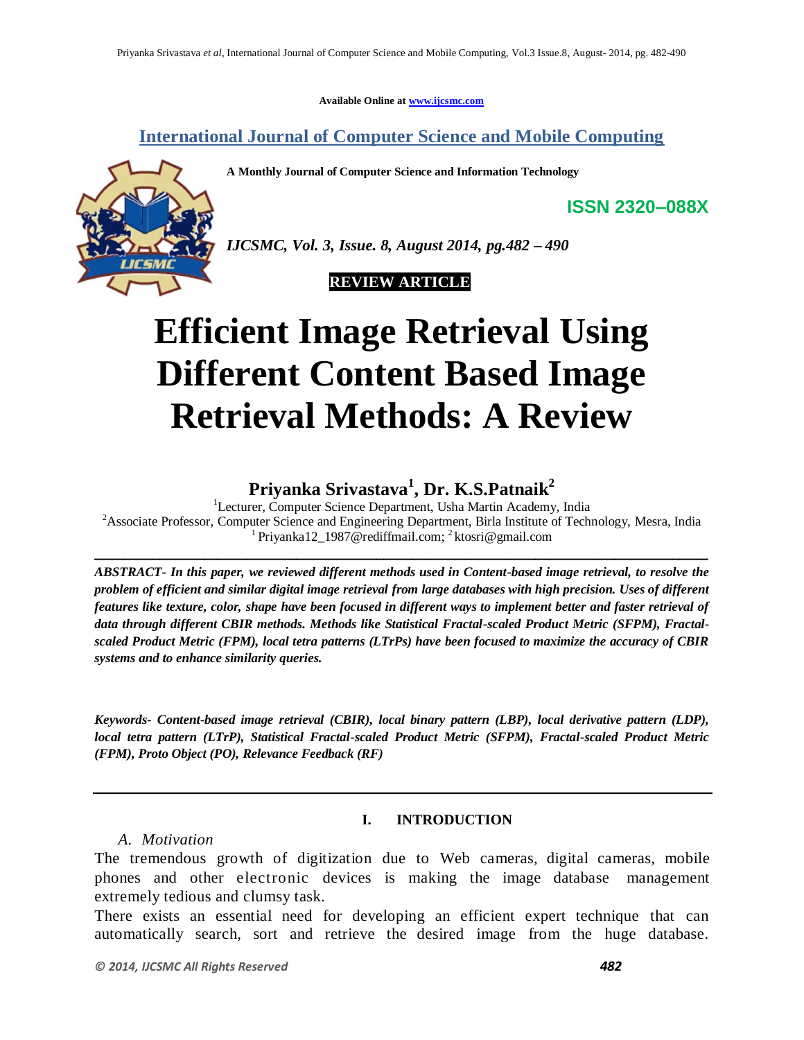Available Online at www.ijcsmc.com

**International Journal of Computer Science and Mobile Computing**

**A Monthly Journal of Computer Science and Information Technology**

**ISSN 2320–088X**

***IJCSMC, Vol. 3, Issue. 8, August 2014, pg.482 – 490***

**REVIEW ARTICLE**

# Efficient Image Retrieval Using Different Content Based Image Retrieval Methods: A Review

**Priyanka Srivastava[1], Dr. K.S.Patnaik[2]**

[1]Lecturer, Computer Science Department, Usha Martin Academy, India
[2]Associate Professor, Computer Science and Engineering Department, Birla Institute of Technology, Mesra, India
[1] Priyanka12_1987@rediffmail.com; [2] ktosri@gmail.com

***ABSTRACT- In this paper, we reviewed different methods used in Content-based image retrieval, to resolve the problem of efficient and similar digital image retrieval from large databases with high precision. Uses of different features like texture, color, shape have been focused in different ways to implement better and faster retrieval of data through different CBIR methods. Methods like Statistical Fractal-scaled Product Metric (SFPM), Fractal-scaled Product Metric (FPM), local tetra patterns (LTrPs) have been focused to maximize the accuracy of CBIR systems and to enhance similarity queries.***

***Keywords- Content-based image retrieval (CBIR), local binary pattern (LBP), local derivative pattern (LDP), local tetra pattern (LTrP), Statistical Fractal-scaled Product Metric (SFPM), Fractal-scaled Product Metric (FPM), Proto Object (PO), Relevance Feedback (RF)***

## I. INTRODUCTION

### *A. Motivation*

The tremendous growth of digitization due to Web cameras, digital cameras, mobile phones and other electronic devices is making the image database management extremely tedious and clumsy task.

There exists an essential need for developing an efficient expert technique that can automatically search, sort and retrieve the desired image from the huge database.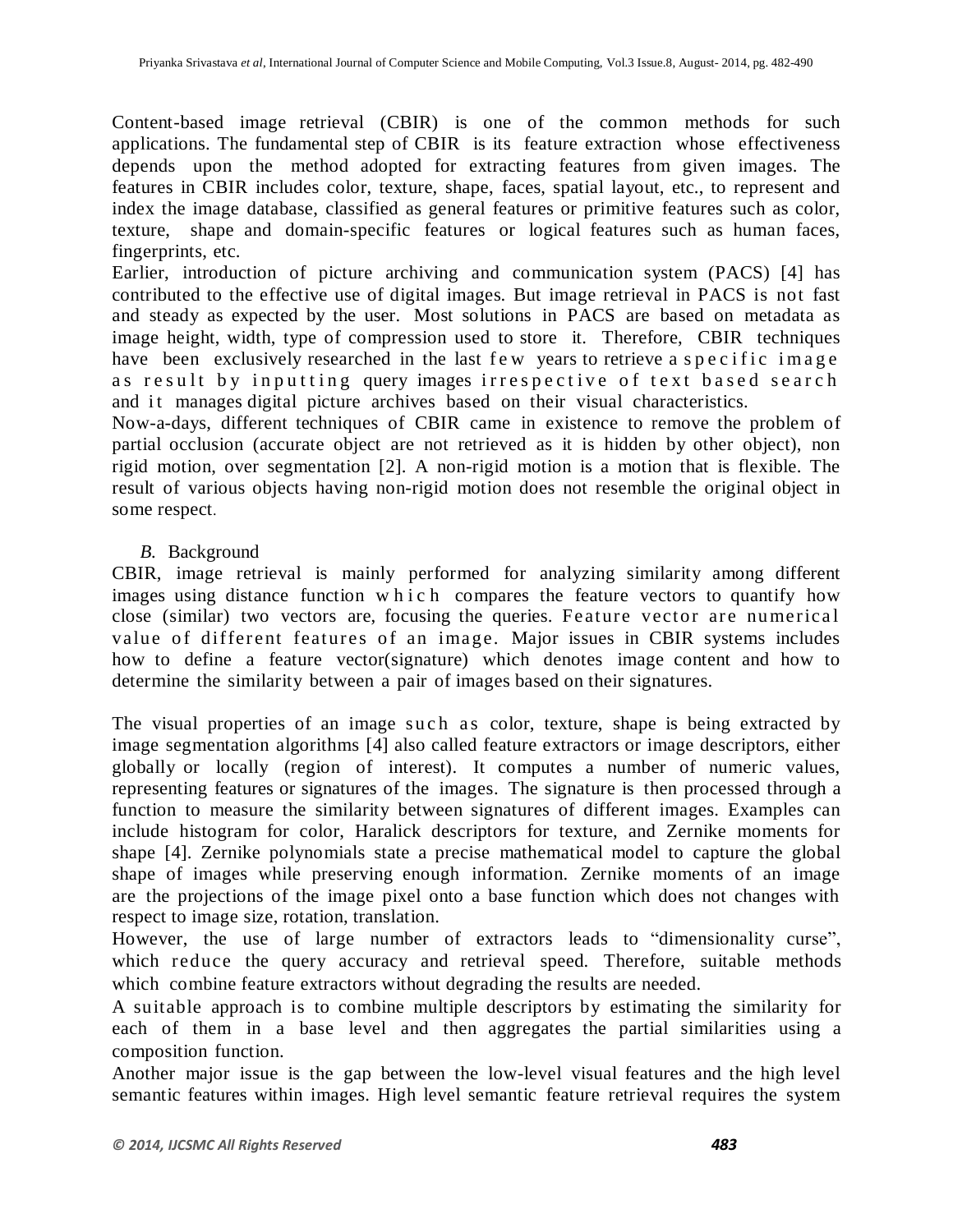Content-based image retrieval (CBIR) is one of the common methods for such applications. The fundamental step of CBIR is its feature extraction whose effectiveness depends upon the method adopted for extracting features from given images. The features in CBIR includes color, texture, shape, faces, spatial layout, etc., to represent and index the image database, classified as general features or primitive features such as color, texture, shape and domain-specific features or logical features such as human faces, fingerprints, etc.

Earlier, introduction of picture archiving and communication system (PACS) [4] has contributed to the effective use of digital images. But image retrieval in PACS is not fast and steady as expected by the user. Most solutions in PACS are based on metadata as image height, width, type of compression used to store it. Therefore, CBIR techniques have been exclusively researched in the last few years to retrieve a specific image as result by inputting query images irrespective of text based search and it manages digital picture archives based on their visual characteristics.

Now-a-days, different techniques of CBIR came in existence to remove the problem of partial occlusion (accurate object are not retrieved as it is hidden by other object), non rigid motion, over segmentation [2]. A non-rigid motion is a motion that is flexible. The result of various objects having non-rigid motion does not resemble the original object in some respect.

### *B.* Background

CBIR, image retrieval is mainly performed for analyzing similarity among different images using distance function which compares the feature vectors to quantify how close (similar) two vectors are, focusing the queries. Feature vector are numerical value of different features of an image. Major issues in CBIR systems includes how to define a feature vector(signature) which denotes image content and how to determine the similarity between a pair of images based on their signatures.

The visual properties of an image such as color, texture, shape is being extracted by image segmentation algorithms [4] also called feature extractors or image descriptors, either globally or locally (region of interest). It computes a number of numeric values, representing features or signatures of the images. The signature is then processed through a function to measure the similarity between signatures of different images. Examples can include histogram for color, Haralick descriptors for texture, and Zernike moments for shape [4]. Zernike polynomials state a precise mathematical model to capture the global shape of images while preserving enough information. Zernike moments of an image are the projections of the image pixel onto a base function which does not changes with respect to image size, rotation, translation.

However, the use of large number of extractors leads to "dimensionality curse", which reduce the query accuracy and retrieval speed. Therefore, suitable methods which combine feature extractors without degrading the results are needed.

A suitable approach is to combine multiple descriptors by estimating the similarity for each of them in a base level and then aggregates the partial similarities using a composition function.

Another major issue is the gap between the low-level visual features and the high level semantic features within images. High level semantic feature retrieval requires the system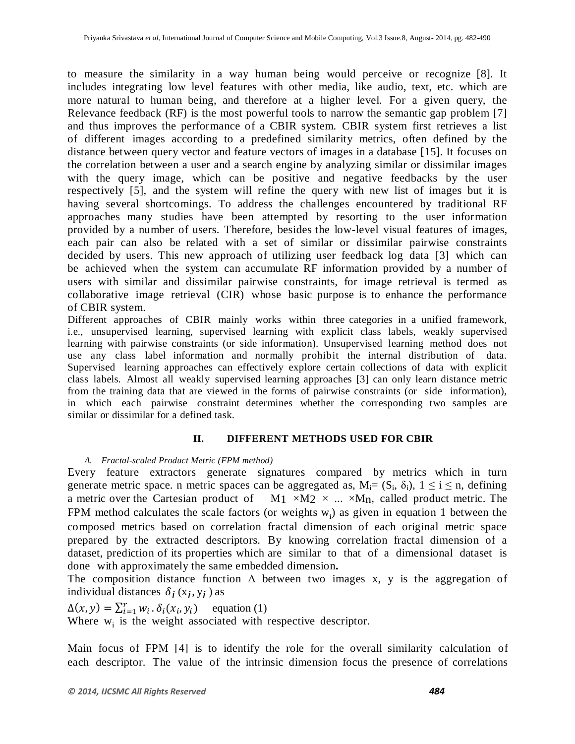to measure the similarity in a way human being would perceive or recognize [8]. It includes integrating low level features with other media, like audio, text, etc. which are more natural to human being, and therefore at a higher level. For a given query, the Relevance feedback (RF) is the most powerful tools to narrow the semantic gap problem [7] and thus improves the performance of a CBIR system. CBIR system first retrieves a list of different images according to a predefined similarity metrics, often defined by the distance between query vector and feature vectors of images in a database [15]. It focuses on the correlation between a user and a search engine by analyzing similar or dissimilar images with the query image, which can be positive and negative feedbacks by the user respectively [5], and the system will refine the query with new list of images but it is having several shortcomings. To address the challenges encountered by traditional RF approaches many studies have been attempted by resorting to the user information provided by a number of users. Therefore, besides the low-level visual features of images, each pair can also be related with a set of similar or dissimilar pairwise constraints decided by users. This new approach of utilizing user feedback log data [3] which can be achieved when the system can accumulate RF information provided by a number of users with similar and dissimilar pairwise constraints, for image retrieval is termed as collaborative image retrieval (CIR) whose basic purpose is to enhance the performance of CBIR system.

Different approaches of CBIR mainly works within three categories in a unified framework, i.e., unsupervised learning, supervised learning with explicit class labels, weakly supervised learning with pairwise constraints (or side information). Unsupervised learning method does not use any class label information and normally prohibit the internal distribution of data. Supervised learning approaches can effectively explore certain collections of data with explicit class labels. Almost all weakly supervised learning approaches [3] can only learn distance metric from the training data that are viewed in the forms of pairwise constraints (or side information), in which each pairwise constraint determines whether the corresponding two samples are similar or dissimilar for a defined task.

## II. DIFFERENT METHODS USED FOR CBIR

### A. *Fractal-scaled Product Metric (FPM method)*

Every feature extractors generate signatures compared by metrics which in turn generate metric space. n metric spaces can be aggregated as, $M_i = (S_i, \delta_i)$, $1 \leq i \leq n$, defining a metric over the Cartesian product of $M_1 \times M_2 \times ... \times M_n$, called product metric. The FPM method calculates the scale factors (or weights $w_i$) as given in equation 1 between the composed metrics based on correlation fractal dimension of each original metric space prepared by the extracted descriptors. By knowing correlation fractal dimension of a dataset, prediction of its properties which are similar to that of a dimensional dataset is done with approximately the same embedded dimension**.**

The composition distance function $\Delta$ between two images x, y is the aggregation of individual distances $\delta_i(x_i, y_i)$ as

$\Delta(x, y) = \sum_{i=1}^{r} w_i \cdot \delta_i(x_i, y_i)$ equation (1)

Where $w_i$ is the weight associated with respective descriptor.

Main focus of FPM [4] is to identify the role for the overall similarity calculation of each descriptor. The value of the intrinsic dimension focus the presence of correlations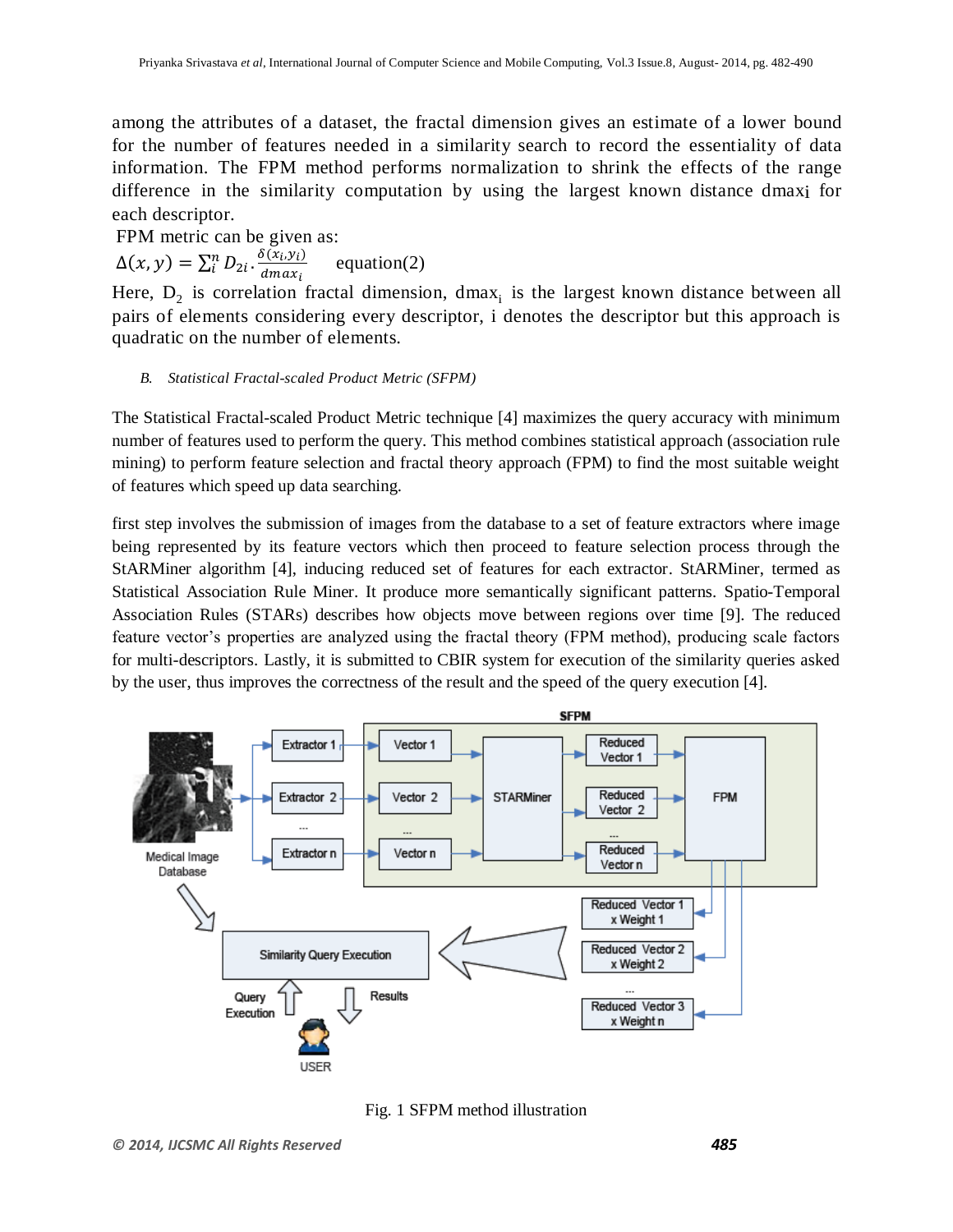among the attributes of a dataset, the fractal dimension gives an estimate of a lower bound for the number of features needed in a similarity search to record the essentiality of data information. The FPM method performs normalization to shrink the effects of the range difference in the similarity computation by using the largest known distance $dmax_i$ for each descriptor.

FPM metric can be given as:

$$\Delta(x,y) = \sum_i^n D_{2i} \cdot \frac{\delta(x_i,y_i)}{dmax_i} \quad \text{equation(2)}$$

Here, $D_2$ is correlation fractal dimension, $dmax_i$ is the largest known distance between all pairs of elements considering every descriptor, i denotes the descriptor but this approach is quadratic on the number of elements.

### B. *Statistical Fractal-scaled Product Metric (SFPM)*

The Statistical Fractal-scaled Product Metric technique [4] maximizes the query accuracy with minimum number of features used to perform the query. This method combines statistical approach (association rule mining) to perform feature selection and fractal theory approach (FPM) to find the most suitable weight of features which speed up data searching.

first step involves the submission of images from the database to a set of feature extractors where image being represented by its feature vectors which then proceed to feature selection process through the StARMiner algorithm [4], inducing reduced set of features for each extractor. StARMiner, termed as Statistical Association Rule Miner. It produce more semantically significant patterns. Spatio-Temporal Association Rules (STARs) describes how objects move between regions over time [9]. The reduced feature vector's properties are analyzed using the fractal theory (FPM method), producing scale factors for multi-descriptors. Lastly, it is submitted to CBIR system for execution of the similarity queries asked by the user, thus improves the correctness of the result and the speed of the query execution [4].

Fig. 1 SFPM method illustration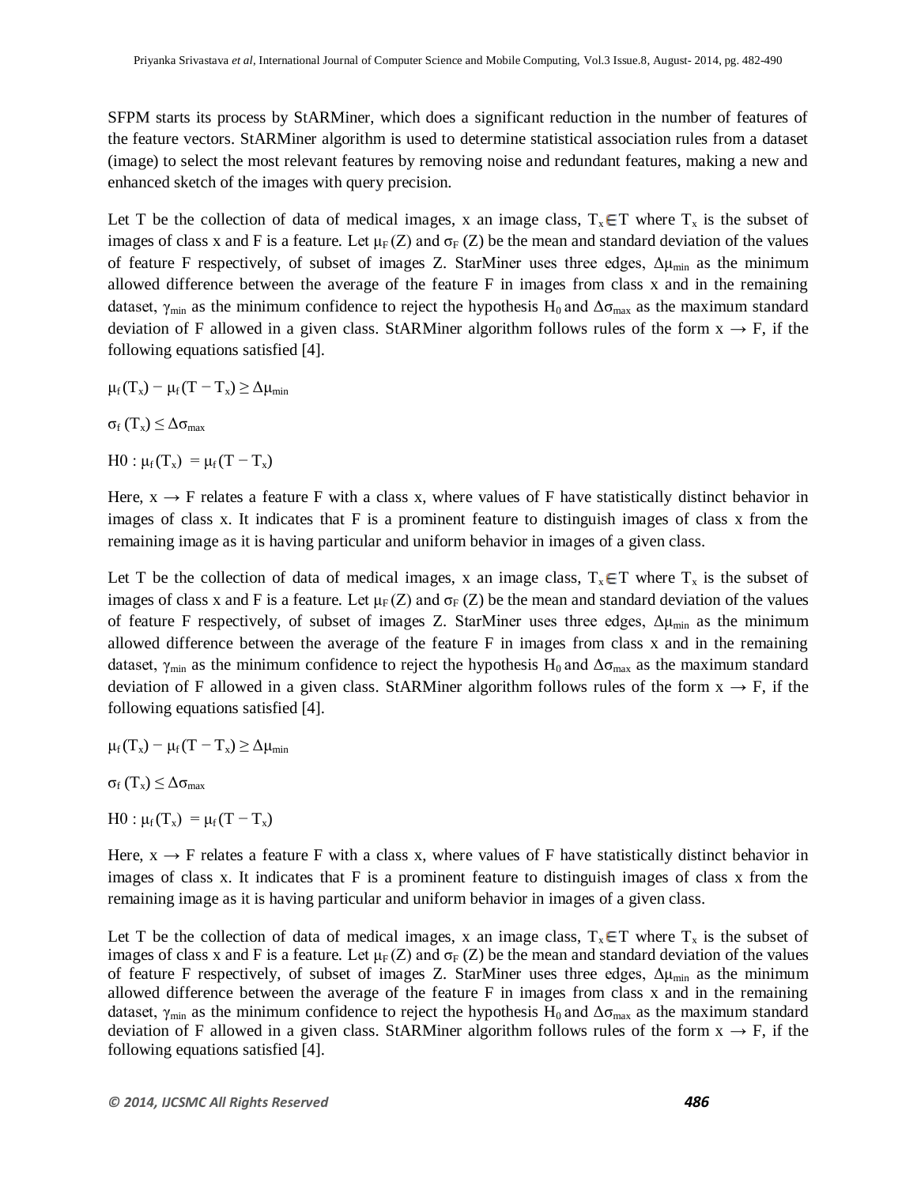SFPM starts its process by StARMiner, which does a significant reduction in the number of features of the feature vectors. StARMiner algorithm is used to determine statistical association rules from a dataset (image) to select the most relevant features by removing noise and redundant features, making a new and enhanced sketch of the images with query precision.

Let T be the collection of data of medical images, x an image class, $T_x \in T$ where $T_x$ is the subset of images of class x and F is a feature. Let $\mu_F(Z)$ and $\sigma_F(Z)$ be the mean and standard deviation of the values of feature F respectively, of subset of images Z. StarMiner uses three edges, $\Delta\mu_{min}$ as the minimum allowed difference between the average of the feature F in images from class x and in the remaining dataset, $\gamma_{min}$ as the minimum confidence to reject the hypothesis $H_0$ and $\Delta\sigma_{max}$ as the maximum standard deviation of F allowed in a given class. StARMiner algorithm follows rules of the form $x \rightarrow F$, if the following equations satisfied [4].

$$\mu_f(T_x) - \mu_f(T - T_x) \geq \Delta\mu_{min}$$

$$\sigma_f(T_x) \leq \Delta\sigma_{max}$$

$$H0 : \mu_f(T_x) = \mu_f(T - T_x)$$

Here, $x \rightarrow F$ relates a feature F with a class x, where values of F have statistically distinct behavior in images of class x. It indicates that F is a prominent feature to distinguish images of class x from the remaining image as it is having particular and uniform behavior in images of a given class.

Let T be the collection of data of medical images, x an image class, $T_x \in T$ where $T_x$ is the subset of images of class x and F is a feature. Let $\mu_F(Z)$ and $\sigma_F(Z)$ be the mean and standard deviation of the values of feature F respectively, of subset of images Z. StarMiner uses three edges, $\Delta\mu_{min}$ as the minimum allowed difference between the average of the feature F in images from class x and in the remaining dataset, $\gamma_{min}$ as the minimum confidence to reject the hypothesis $H_0$ and $\Delta\sigma_{max}$ as the maximum standard deviation of F allowed in a given class. StARMiner algorithm follows rules of the form $x \rightarrow F$, if the following equations satisfied [4].

$$\mu_f(T_x) - \mu_f(T - T_x) \geq \Delta\mu_{min}$$

$$\sigma_f(T_x) \leq \Delta\sigma_{max}$$

$$H0 : \mu_f(T_x) = \mu_f(T - T_x)$$

Here, $x \rightarrow F$ relates a feature F with a class x, where values of F have statistically distinct behavior in images of class x. It indicates that F is a prominent feature to distinguish images of class x from the remaining image as it is having particular and uniform behavior in images of a given class.

Let T be the collection of data of medical images, x an image class, $T_x \in T$ where $T_x$ is the subset of images of class x and F is a feature. Let $\mu_F(Z)$ and $\sigma_F(Z)$ be the mean and standard deviation of the values of feature F respectively, of subset of images Z. StarMiner uses three edges, $\Delta\mu_{min}$ as the minimum allowed difference between the average of the feature F in images from class x and in the remaining dataset, $\gamma_{min}$ as the minimum confidence to reject the hypothesis $H_0$ and $\Delta\sigma_{max}$ as the maximum standard deviation of F allowed in a given class. StARMiner algorithm follows rules of the form $x \rightarrow F$, if the following equations satisfied [4].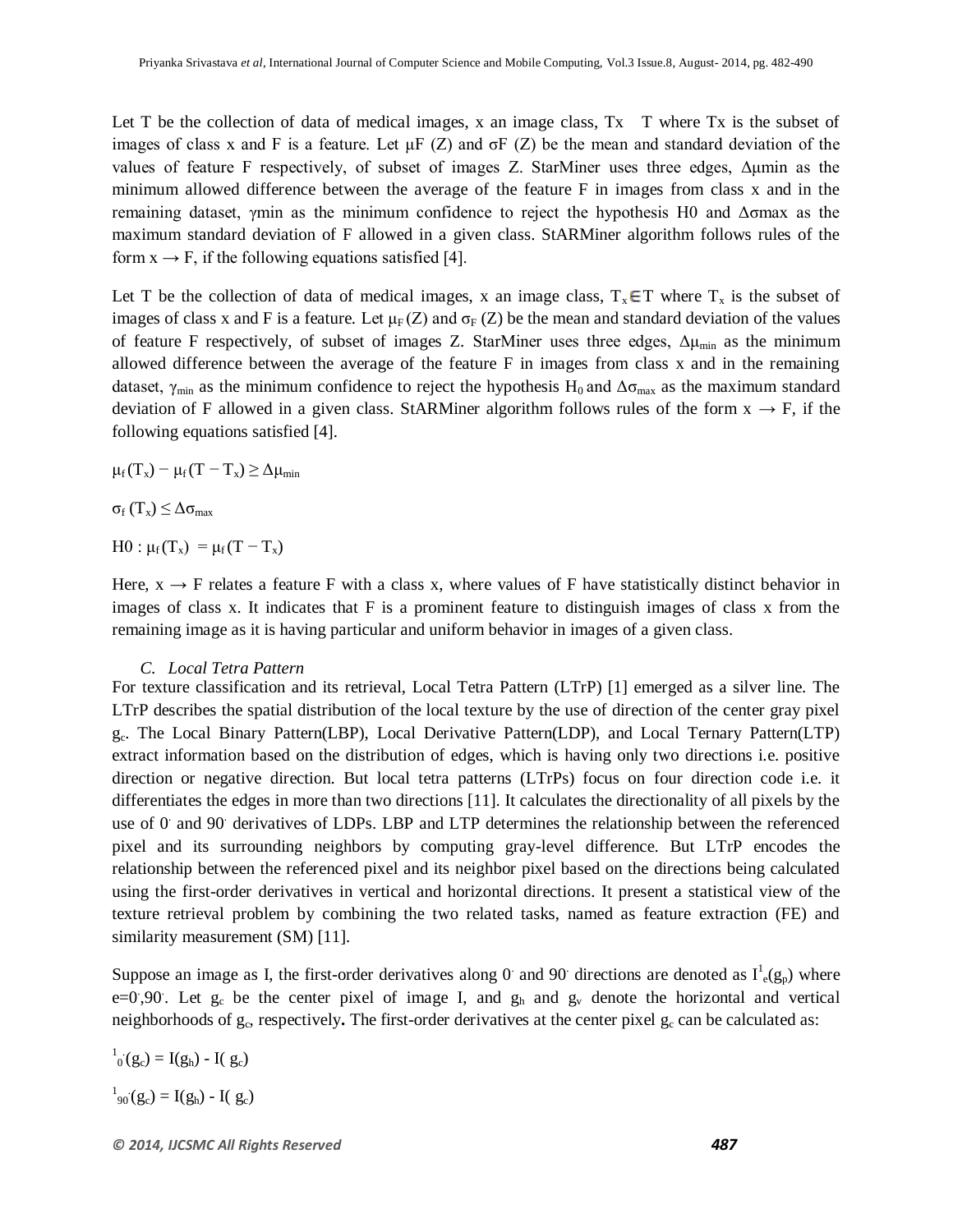Let T be the collection of data of medical images, x an image class, Tx  T where Tx is the subset of images of class x and F is a feature. Let μF (Z) and σF (Z) be the mean and standard deviation of the values of feature F respectively, of subset of images Z. StarMiner uses three edges, Δμmin as the minimum allowed difference between the average of the feature F in images from class x and in the remaining dataset, γmin as the minimum confidence to reject the hypothesis H0 and Δσmax as the maximum standard deviation of F allowed in a given class. StARMiner algorithm follows rules of the form x → F, if the following equations satisfied [4].

Let T be the collection of data of medical images, x an image class, $T_x \in T$ where $T_x$ is the subset of images of class x and F is a feature. Let $\mu_F(Z)$ and $\sigma_F(Z)$ be the mean and standard deviation of the values of feature F respectively, of subset of images Z. StarMiner uses three edges, $\Delta\mu_{min}$ as the minimum allowed difference between the average of the feature F in images from class x and in the remaining dataset, $\gamma_{min}$ as the minimum confidence to reject the hypothesis $H_0$ and $\Delta\sigma_{max}$ as the maximum standard deviation of F allowed in a given class. StARMiner algorithm follows rules of the form x → F, if the following equations satisfied [4].

$$\mu_f(T_x) - \mu_f(T - T_x) \geq \Delta\mu_{min}$$

$$\sigma_f(T_x) \leq \Delta\sigma_{max}$$

$$H0 : \mu_f(T_x) = \mu_f(T - T_x)$$

Here, x → F relates a feature F with a class x, where values of F have statistically distinct behavior in images of class x. It indicates that F is a prominent feature to distinguish images of class x from the remaining image as it is having particular and uniform behavior in images of a given class.

### *C. Local Tetra Pattern*

For texture classification and its retrieval, Local Tetra Pattern (LTrP) [1] emerged as a silver line. The LTrP describes the spatial distribution of the local texture by the use of direction of the center gray pixel $g_c$. The Local Binary Pattern(LBP), Local Derivative Pattern(LDP), and Local Ternary Pattern(LTP) extract information based on the distribution of edges, which is having only two directions i.e. positive direction or negative direction. But local tetra patterns (LTrPs) focus on four direction code i.e. it differentiates the edges in more than two directions [11]. It calculates the directionality of all pixels by the use of 0· and 90· derivatives of LDPs. LBP and LTP determines the relationship between the referenced pixel and its surrounding neighbors by computing gray-level difference. But LTrP encodes the relationship between the referenced pixel and its neighbor pixel based on the directions being calculated using the first-order derivatives in vertical and horizontal directions. It present a statistical view of the texture retrieval problem by combining the two related tasks, named as feature extraction (FE) and similarity measurement (SM) [11].

Suppose an image as I, the first-order derivatives along 0· and 90· directions are denoted as $I^1_e(g_p)$ where e=0·,90·. Let $g_c$ be the center pixel of image I, and $g_h$ and $g_v$ denote the horizontal and vertical neighborhoods of $g_c$, respectively**.** The first-order derivatives at the center pixel $g_c$ can be calculated as:

$$^1_{0^\cdot}(g_c) = I(g_h) - I(g_c)$$

$$^1_{90^\cdot}(g_c) = I(g_h) - I(g_c)$$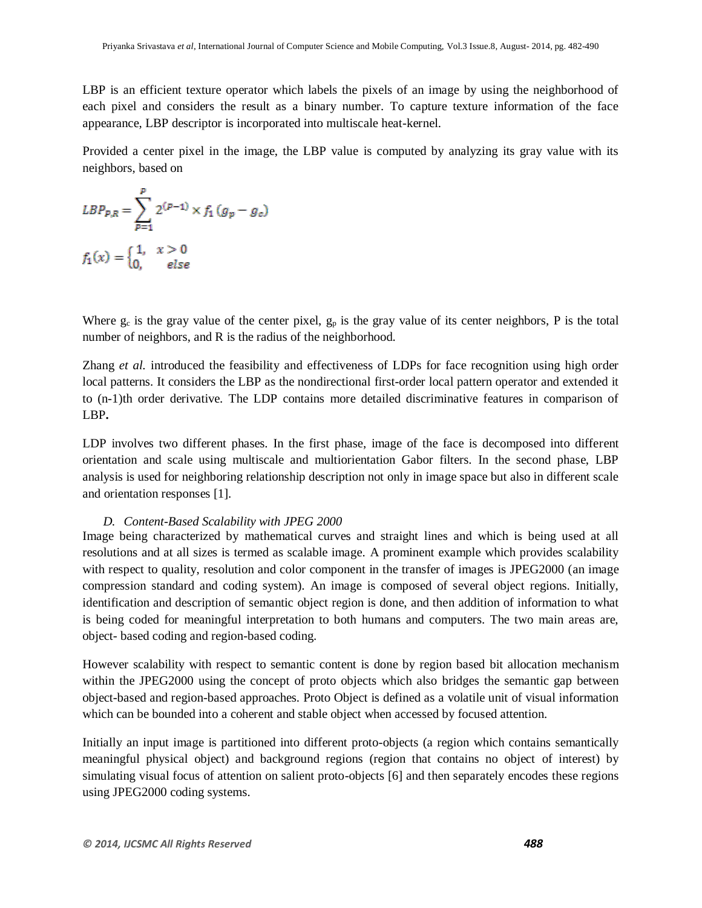LBP is an efficient texture operator which labels the pixels of an image by using the neighborhood of each pixel and considers the result as a binary number. To capture texture information of the face appearance, LBP descriptor is incorporated into multiscale heat-kernel.

Provided a center pixel in the image, the LBP value is computed by analyzing its gray value with its neighbors, based on

$$LBP_{P,R} = \sum_{P=1}^{P} 2^{(P-1)} \times f_1(g_p - g_c)$$

$$f_1(x) = \begin{cases} 1, & x > 0 \\ 0, & else \end{cases}$$

Where $g_c$ is the gray value of the center pixel, $g_p$ is the gray value of its center neighbors, P is the total number of neighbors, and R is the radius of the neighborhood.

Zhang *et al.* introduced the feasibility and effectiveness of LDPs for face recognition using high order local patterns. It considers the LBP as the nondirectional first-order local pattern operator and extended it to (n-1)th order derivative. The LDP contains more detailed discriminative features in comparison of LBP**.**

LDP involves two different phases. In the first phase, image of the face is decomposed into different orientation and scale using multiscale and multiorientation Gabor filters. In the second phase, LBP analysis is used for neighboring relationship description not only in image space but also in different scale and orientation responses [1].

### *D. Content-Based Scalability with JPEG 2000*

Image being characterized by mathematical curves and straight lines and which is being used at all resolutions and at all sizes is termed as scalable image. A prominent example which provides scalability with respect to quality, resolution and color component in the transfer of images is JPEG2000 (an image compression standard and coding system). An image is composed of several object regions. Initially, identification and description of semantic object region is done, and then addition of information to what is being coded for meaningful interpretation to both humans and computers. The two main areas are, object- based coding and region-based coding.

However scalability with respect to semantic content is done by region based bit allocation mechanism within the JPEG2000 using the concept of proto objects which also bridges the semantic gap between object-based and region-based approaches. Proto Object is defined as a volatile unit of visual information which can be bounded into a coherent and stable object when accessed by focused attention.

Initially an input image is partitioned into different proto-objects (a region which contains semantically meaningful physical object) and background regions (region that contains no object of interest) by simulating visual focus of attention on salient proto-objects [6] and then separately encodes these regions using JPEG2000 coding systems.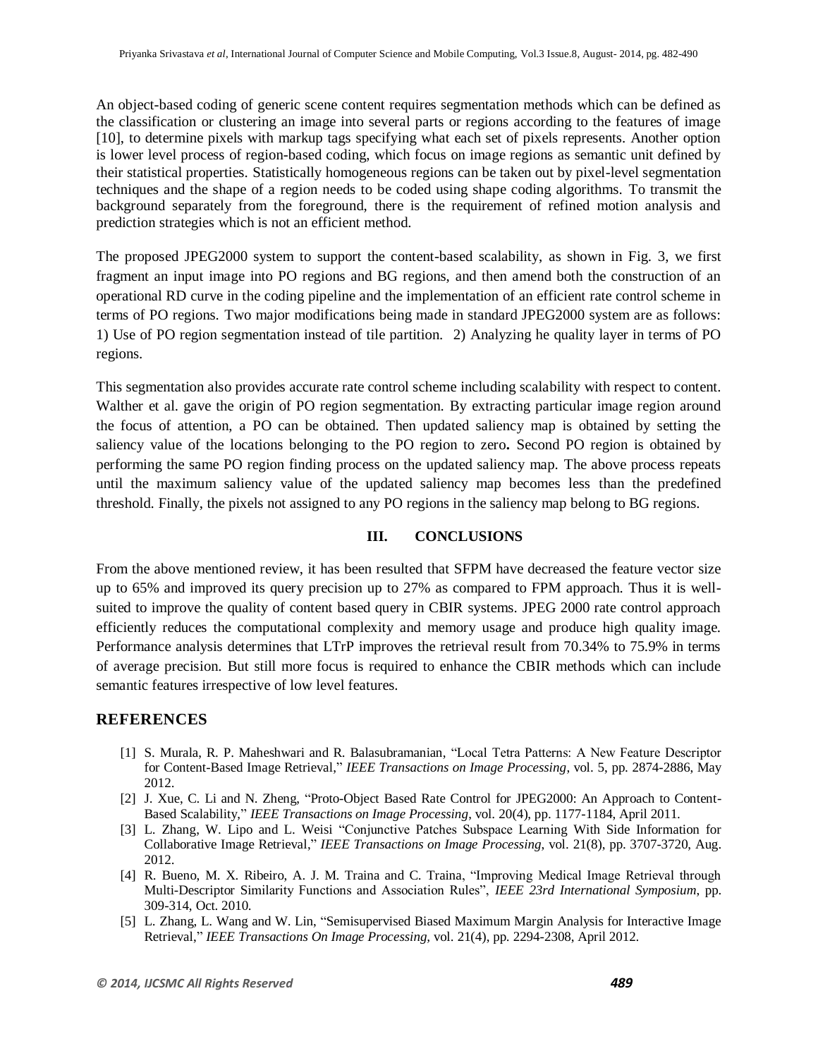An object-based coding of generic scene content requires segmentation methods which can be defined as the classification or clustering an image into several parts or regions according to the features of image [10], to determine pixels with markup tags specifying what each set of pixels represents. Another option is lower level process of region-based coding, which focus on image regions as semantic unit defined by their statistical properties. Statistically homogeneous regions can be taken out by pixel-level segmentation techniques and the shape of a region needs to be coded using shape coding algorithms. To transmit the background separately from the foreground, there is the requirement of refined motion analysis and prediction strategies which is not an efficient method.

The proposed JPEG2000 system to support the content-based scalability, as shown in Fig. 3, we first fragment an input image into PO regions and BG regions, and then amend both the construction of an operational RD curve in the coding pipeline and the implementation of an efficient rate control scheme in terms of PO regions. Two major modifications being made in standard JPEG2000 system are as follows: 1) Use of PO region segmentation instead of tile partition. 2) Analyzing he quality layer in terms of PO regions.

This segmentation also provides accurate rate control scheme including scalability with respect to content. Walther et al. gave the origin of PO region segmentation. By extracting particular image region around the focus of attention, a PO can be obtained. Then updated saliency map is obtained by setting the saliency value of the locations belonging to the PO region to zero**.** Second PO region is obtained by performing the same PO region finding process on the updated saliency map. The above process repeats until the maximum saliency value of the updated saliency map becomes less than the predefined threshold. Finally, the pixels not assigned to any PO regions in the saliency map belong to BG regions.

## III. CONCLUSIONS

From the above mentioned review, it has been resulted that SFPM have decreased the feature vector size up to 65% and improved its query precision up to 27% as compared to FPM approach. Thus it is well-suited to improve the quality of content based query in CBIR systems. JPEG 2000 rate control approach efficiently reduces the computational complexity and memory usage and produce high quality image. Performance analysis determines that LTrP improves the retrieval result from 70.34% to 75.9% in terms of average precision. But still more focus is required to enhance the CBIR methods which can include semantic features irrespective of low level features.

## REFERENCES

[1] S. Murala, R. P. Maheshwari and R. Balasubramanian, "Local Tetra Patterns: A New Feature Descriptor for Content-Based Image Retrieval," *IEEE Transactions on Image Processing*, vol. 5, pp. 2874-2886, May 2012.

[2] J. Xue, C. Li and N. Zheng, "Proto-Object Based Rate Control for JPEG2000: An Approach to Content-Based Scalability," *IEEE Transactions on Image Processing*, vol. 20(4), pp. 1177-1184, April 2011.

[3] L. Zhang, W. Lipo and L. Weisi "Conjunctive Patches Subspace Learning With Side Information for Collaborative Image Retrieval," *IEEE Transactions on Image Processing*, vol. 21(8), pp. 3707-3720, Aug. 2012.

[4] R. Bueno, M. X. Ribeiro, A. J. M. Traina and C. Traina, "Improving Medical Image Retrieval through Multi-Descriptor Similarity Functions and Association Rules", *IEEE 23rd International Symposium*, pp. 309-314, Oct. 2010.

[5] L. Zhang, L. Wang and W. Lin, "Semisupervised Biased Maximum Margin Analysis for Interactive Image Retrieval," *IEEE Transactions On Image Processing*, vol. 21(4), pp. 2294-2308, April 2012.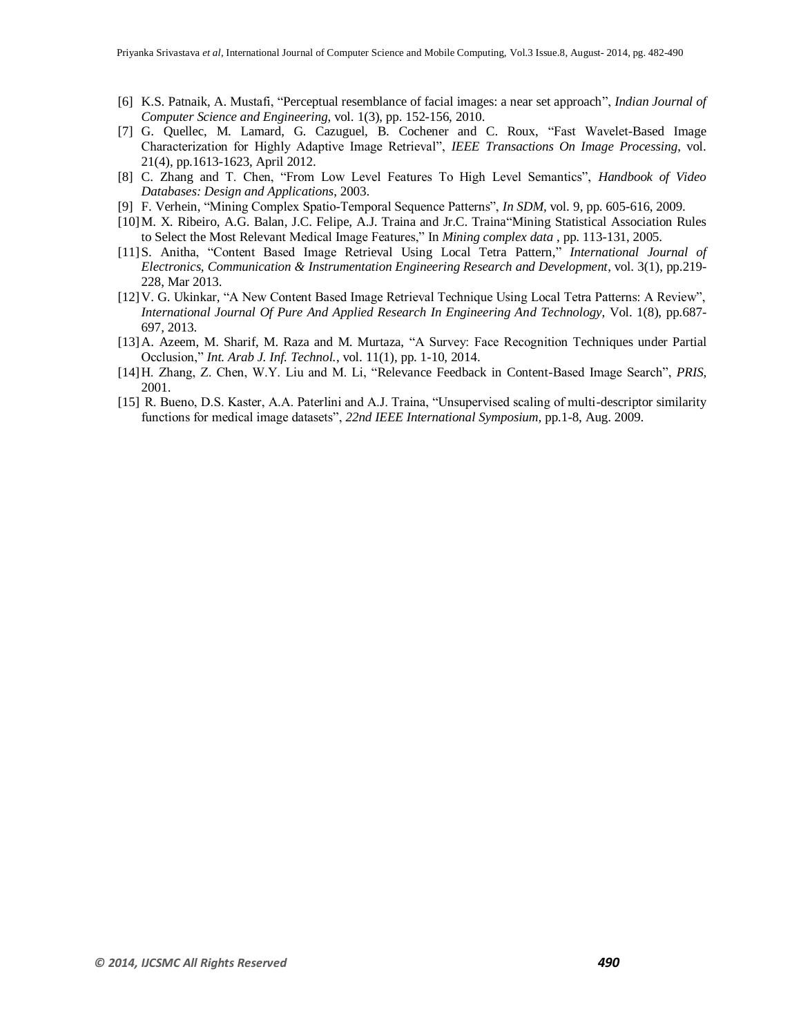[6] K.S. Patnaik, A. Mustafi, "Perceptual resemblance of facial images: a near set approach", *Indian Journal of Computer Science and Engineering*, vol. 1(3), pp. 152-156, 2010.

[7] G. Quellec, M. Lamard, G. Cazuguel, B. Cochener and C. Roux, "Fast Wavelet-Based Image Characterization for Highly Adaptive Image Retrieval", *IEEE Transactions On Image Processing*, vol. 21(4), pp.1613-1623, April 2012.

[8] C. Zhang and T. Chen, "From Low Level Features To High Level Semantics", *Handbook of Video Databases: Design and Applications*, 2003.

[9] F. Verhein, "Mining Complex Spatio-Temporal Sequence Patterns", *In SDM*, vol. 9, pp. 605-616, 2009.

[10] M. X. Ribeiro, A.G. Balan, J.C. Felipe, A.J. Traina and Jr.C. Traina"Mining Statistical Association Rules to Select the Most Relevant Medical Image Features," In *Mining complex data* , pp. 113-131, 2005.

[11] S. Anitha, "Content Based Image Retrieval Using Local Tetra Pattern," *International Journal of Electronics, Communication & Instrumentation Engineering Research and Development*, vol. 3(1), pp.219-228, Mar 2013.

[12] V. G. Ukinkar, "A New Content Based Image Retrieval Technique Using Local Tetra Patterns: A Review", *International Journal Of Pure And Applied Research In Engineering And Technology*, Vol. 1(8), pp.687-697, 2013.

[13] A. Azeem, M. Sharif, M. Raza and M. Murtaza, "A Survey: Face Recognition Techniques under Partial Occlusion," *Int. Arab J. Inf. Technol.*, vol. 11(1), pp. 1-10, 2014.

[14] H. Zhang, Z. Chen, W.Y. Liu and M. Li, "Relevance Feedback in Content-Based Image Search", *PRIS*, 2001.

[15] R. Bueno, D.S. Kaster, A.A. Paterlini and A.J. Traina, "Unsupervised scaling of multi-descriptor similarity functions for medical image datasets", *22nd IEEE International Symposium*, pp.1-8, Aug. 2009.